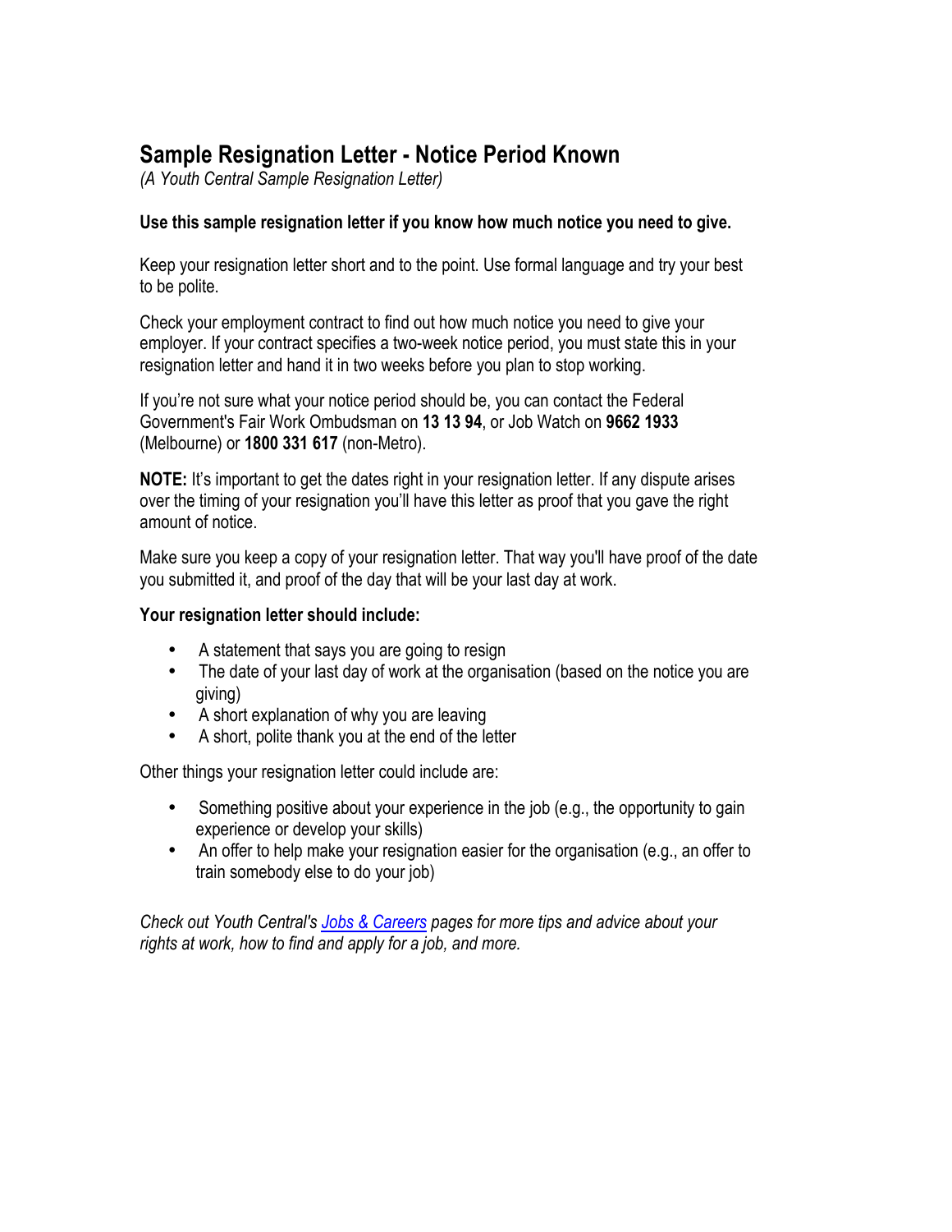# Sample Resignation Letter - Notice Period Known

*(A Youth Central Sample Resignation Letter)*

**Use this sample resignation letter if you know how much notice you need to give.**

Keep your resignation letter short and to the point. Use formal language and try your best to be polite.

Check your employment contract to find out how much notice you need to give your employer. If your contract specifies a two-week notice period, you must state this in your resignation letter and hand it in two weeks before you plan to stop working.

If you're not sure what your notice period should be, you can contact the Federal Government's Fair Work Ombudsman on **13 13 94**, or Job Watch on **9662 1933** (Melbourne) or **1800 331 617** (non-Metro).

**NOTE:** It's important to get the dates right in your resignation letter. If any dispute arises over the timing of your resignation you'll have this letter as proof that you gave the right amount of notice.

Make sure you keep a copy of your resignation letter. That way you'll have proof of the date you submitted it, and proof of the day that will be your last day at work.

**Your resignation letter should include:**

- A statement that says you are going to resign
- The date of your last day of work at the organisation (based on the notice you are giving)
- A short explanation of why you are leaving
- A short, polite thank you at the end of the letter

Other things your resignation letter could include are:

- Something positive about your experience in the job (e.g., the opportunity to gain experience or develop your skills)
- An offer to help make your resignation easier for the organisation (e.g., an offer to train somebody else to do your job)

*Check out Youth Central's [Jobs & Careers] pages for more tips and advice about your rights at work, how to find and apply for a job, and more.*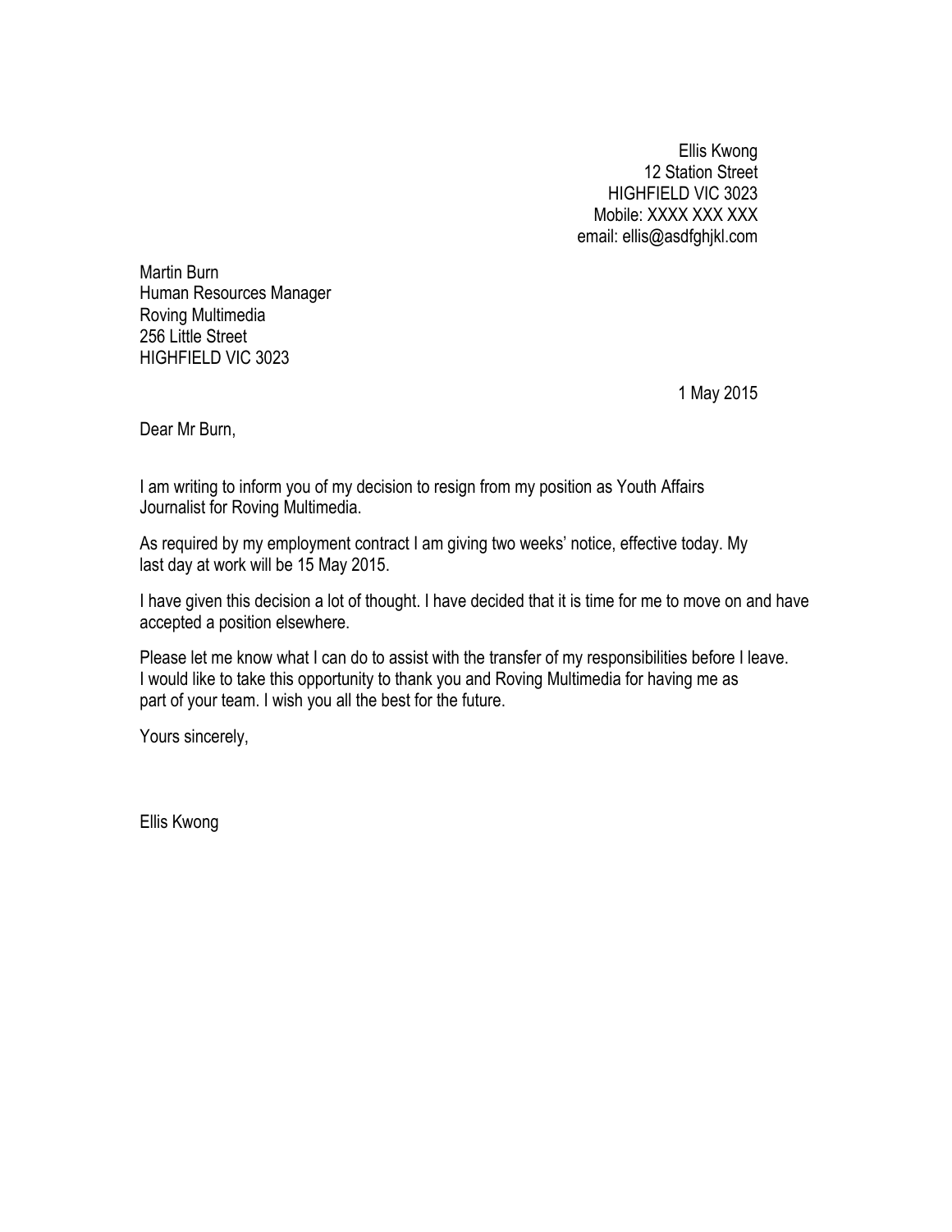Ellis Kwong
12 Station Street
HIGHFIELD VIC 3023
Mobile: XXXX XXX XXX
email: ellis@asdfghjkl.com

Martin Burn
Human Resources Manager
Roving Multimedia
256 Little Street
HIGHFIELD VIC 3023

1 May 2015

Dear Mr Burn,

I am writing to inform you of my decision to resign from my position as Youth Affairs Journalist for Roving Multimedia.

As required by my employment contract I am giving two weeks' notice, effective today. My last day at work will be 15 May 2015.

I have given this decision a lot of thought. I have decided that it is time for me to move on and have accepted a position elsewhere.

Please let me know what I can do to assist with the transfer of my responsibilities before I leave. I would like to take this opportunity to thank you and Roving Multimedia for having me as part of your team. I wish you all the best for the future.

Yours sincerely,

Ellis Kwong